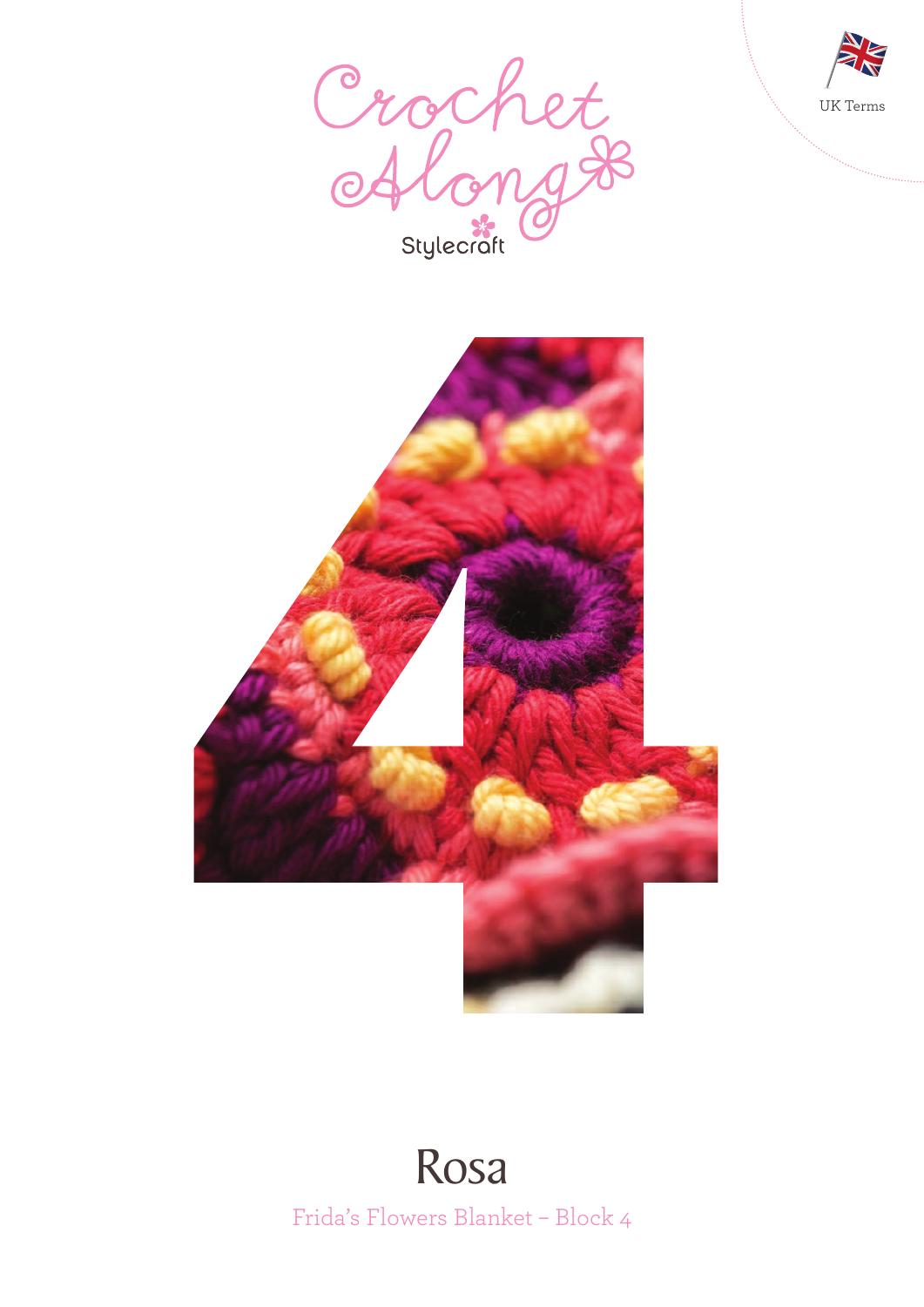UK Terms

# Crochet Along

Stylecraft

# 4

# Rosa

Frida's Flowers Blanket – Block 4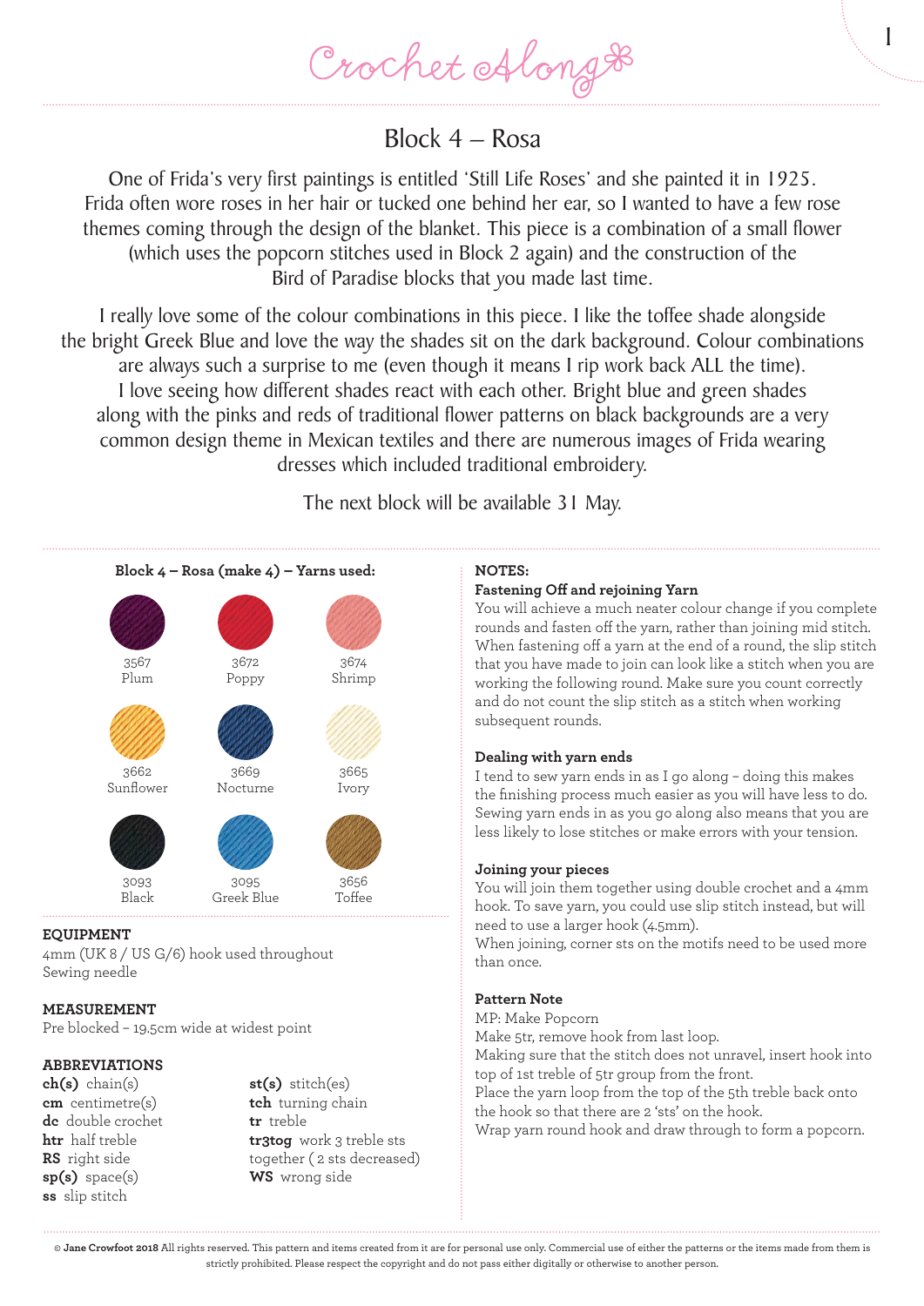Crochet Along

# Block 4 – Rosa

One of Frida's very first paintings is entitled 'Still Life Roses' and she painted it in 1925. Frida often wore roses in her hair or tucked one behind her ear, so I wanted to have a few rose themes coming through the design of the blanket. This piece is a combination of a small flower (which uses the popcorn stitches used in Block 2 again) and the construction of the Bird of Paradise blocks that you made last time.

I really love some of the colour combinations in this piece. I like the toffee shade alongside the bright Greek Blue and love the way the shades sit on the dark background. Colour combinations are always such a surprise to me (even though it means I rip work back ALL the time). I love seeing how different shades react with each other. Bright blue and green shades along with the pinks and reds of traditional flower patterns on black backgrounds are a very common design theme in Mexican textiles and there are numerous images of Frida wearing dresses which included traditional embroidery.

The next block will be available 31 May.

**Block 4 – Rosa (make 4) – Yarns used:**

| | | |
|---|---|---|
| 3567 Plum | 3672 Poppy | 3674 Shrimp |
| 3662 Sunflower | 3669 Nocturne | 3665 Ivory |
| 3093 Black | 3095 Greek Blue | 3656 Toffee |

**EQUIPMENT**

4mm (UK 8 / US G/6) hook used throughout
Sewing needle

**MEASUREMENT**

Pre blocked – 19.5cm wide at widest point

**ABBREVIATIONS**

**ch(s)** chain(s)
**cm** centimetre(s)
**dc** double crochet
**htr** half treble
**RS** right side
**sp(s)** space(s)
**ss** slip stitch
**st(s)** stitch(es)
**tch** turning chain
**tr** treble
**tr3tog** work 3 treble sts together ( 2 sts decreased)
**WS** wrong side

**NOTES:**

**Fastening Off and rejoining Yarn**

You will achieve a much neater colour change if you complete rounds and fasten off the yarn, rather than joining mid stitch. When fastening off a yarn at the end of a round, the slip stitch that you have made to join can look like a stitch when you are working the following round. Make sure you count correctly and do not count the slip stitch as a stitch when working subsequent rounds.

**Dealing with yarn ends**

I tend to sew yarn ends in as I go along – doing this makes the finishing process much easier as you will have less to do. Sewing yarn ends in as you go along also means that you are less likely to lose stitches or make errors with your tension.

**Joining your pieces**

You will join them together using double crochet and a 4mm hook. To save yarn, you could use slip stitch instead, but will need to use a larger hook (4.5mm).
When joining, corner sts on the motifs need to be used more than once.

**Pattern Note**

MP: Make Popcorn
Make 5tr, remove hook from last loop.
Making sure that the stitch does not unravel, insert hook into top of 1st treble of 5tr group from the front.
Place the yarn loop from the top of the 5th treble back onto the hook so that there are 2 'sts' on the hook.
Wrap yarn round hook and draw through to form a popcorn.

© **Jane Crowfoot 2018** All rights reserved. This pattern and items created from it are for personal use only. Commercial use of either the patterns or the items made from them is strictly prohibited. Please respect the copyright and do not pass either digitally or otherwise to another person.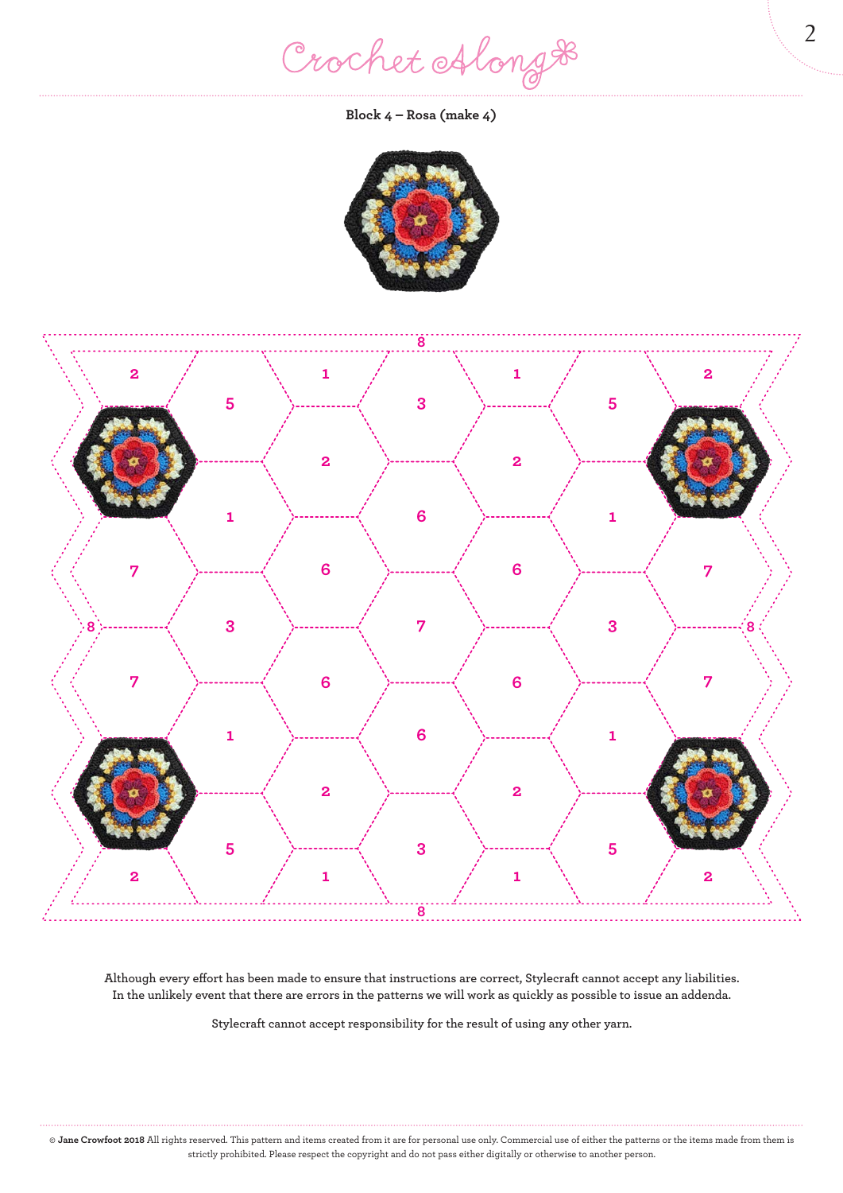**Block 4 – Rosa (make 4)**

Although every effort has been made to ensure that instructions are correct, Stylecraft cannot accept any liabilities. In the unlikely event that there are errors in the patterns we will work as quickly as possible to issue an addenda.

Stylecraft cannot accept responsibility for the result of using any other yarn.

© **Jane Crowfoot 2018** All rights reserved. This pattern and items created from it are for personal use only. Commercial use of either the patterns or the items made from them is strictly prohibited. Please respect the copyright and do not pass either digitally or otherwise to another person.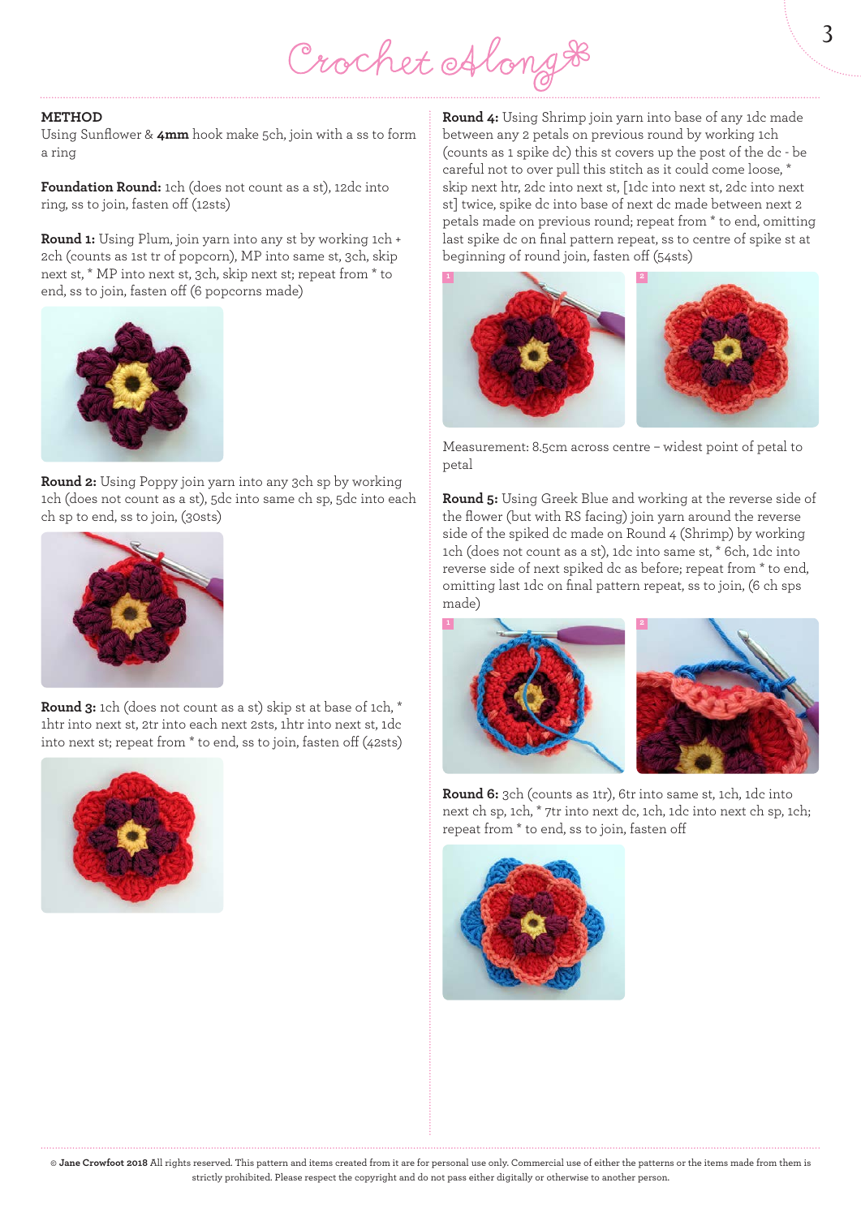**METHOD**
Using Sunflower & **4mm** hook make 5ch, join with a ss to form a ring

**Foundation Round:** 1ch (does not count as a st), 12dc into ring, ss to join, fasten off (12sts)

**Round 1:** Using Plum, join yarn into any st by working 1ch + 2ch (counts as 1st tr of popcorn), MP into same st, 3ch, skip next st, * MP into next st, 3ch, skip next st; repeat from * to end, ss to join, fasten off (6 popcorns made)

**Round 2:** Using Poppy join yarn into any 3ch sp by working 1ch (does not count as a st), 5dc into same ch sp, 5dc into each ch sp to end, ss to join, (30sts)

**Round 3:** 1ch (does not count as a st) skip st at base of 1ch, * 1htr into next st, 2tr into each next 2sts, 1htr into next st, 1dc into next st; repeat from * to end, ss to join, fasten off (42sts)

**Round 4:** Using Shrimp join yarn into base of any 1dc made between any 2 petals on previous round by working 1ch (counts as 1 spike dc) this st covers up the post of the dc - be careful not to over pull this stitch as it could come loose, * skip next htr, 2dc into next st, [1dc into next st, 2dc into next st] twice, spike dc into base of next dc made between next 2 petals made on previous round; repeat from * to end, omitting last spike dc on final pattern repeat, ss to centre of spike st at beginning of round join, fasten off (54sts)

1

2

Measurement: 8.5cm across centre – widest point of petal to petal

**Round 5:** Using Greek Blue and working at the reverse side of the flower (but with RS facing) join yarn around the reverse side of the spiked dc made on Round 4 (Shrimp) by working 1ch (does not count as a st), 1dc into same st, * 6ch, 1dc into reverse side of next spiked dc as before; repeat from * to end, omitting last 1dc on final pattern repeat, ss to join, (6 ch sps made)

1

2

**Round 6:** 3ch (counts as 1tr), 6tr into same st, 1ch, 1dc into next ch sp, 1ch, * 7tr into next dc, 1ch, 1dc into next ch sp, 1ch; repeat from * to end, ss to join, fasten off

© **Jane Crowfoot 2018** All rights reserved. This pattern and items created from it are for personal use only. Commercial use of either the patterns or the items made from them is strictly prohibited. Please respect the copyright and do not pass either digitally or otherwise to another person.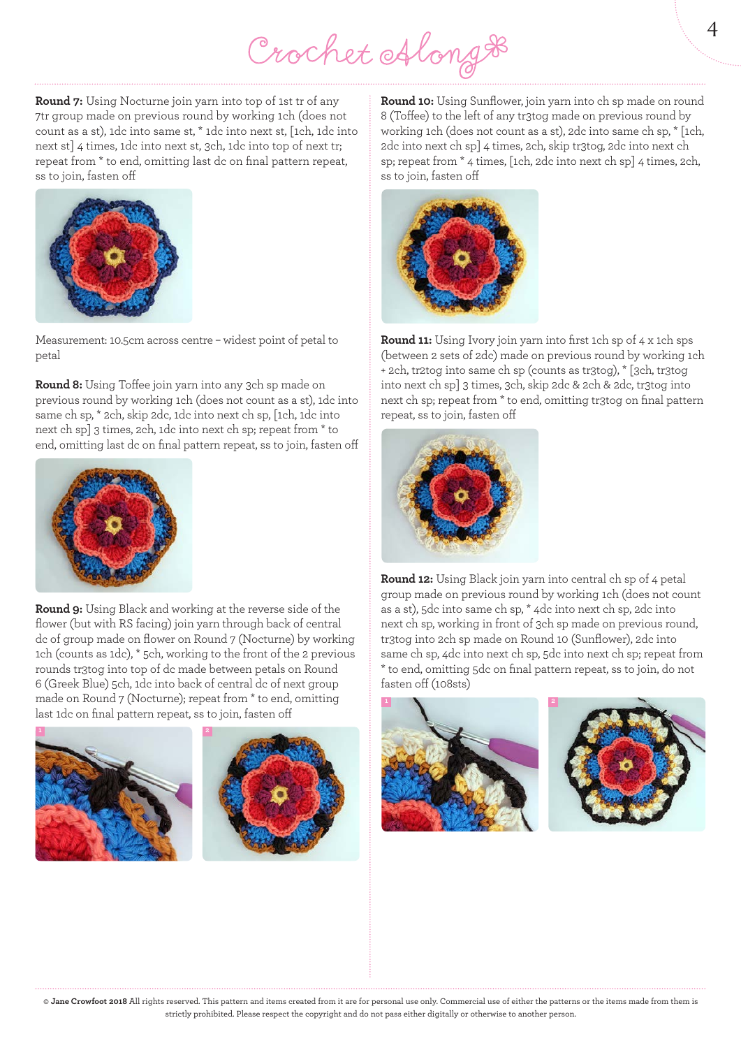**Round 7:** Using Nocturne join yarn into top of 1st tr of any 7tr group made on previous round by working 1ch (does not count as a st), 1dc into same st, * 1dc into next st, [1ch, 1dc into next st] 4 times, 1dc into next st, 3ch, 1dc into top of next tr; repeat from * to end, omitting last dc on final pattern repeat, ss to join, fasten off

Measurement: 10.5cm across centre – widest point of petal to petal

**Round 8:** Using Toffee join yarn into any 3ch sp made on previous round by working 1ch (does not count as a st), 1dc into same ch sp, * 2ch, skip 2dc, 1dc into next ch sp, [1ch, 1dc into next ch sp] 3 times, 2ch, 1dc into next ch sp; repeat from * to end, omitting last dc on final pattern repeat, ss to join, fasten off

**Round 9:** Using Black and working at the reverse side of the flower (but with RS facing) join yarn through back of central dc of group made on flower on Round 7 (Nocturne) by working 1ch (counts as 1dc), * 5ch, working to the front of the 2 previous rounds tr3tog into top of dc made between petals on Round 6 (Greek Blue) 5ch, 1dc into back of central dc of next group made on Round 7 (Nocturne); repeat from * to end, omitting last 1dc on final pattern repeat, ss to join, fasten off

**Round 10:** Using Sunflower, join yarn into ch sp made on round 8 (Toffee) to the left of any tr3tog made on previous round by working 1ch (does not count as a st), 2dc into same ch sp, * [1ch, 2dc into next ch sp] 4 times, 2ch, skip tr3tog, 2dc into next ch sp; repeat from * 4 times, [1ch, 2dc into next ch sp] 4 times, 2ch, ss to join, fasten off

**Round 11:** Using Ivory join yarn into first 1ch sp of 4 x 1ch sps (between 2 sets of 2dc) made on previous round by working 1ch + 2ch, tr2tog into same ch sp (counts as tr3tog), * [3ch, tr3tog into next ch sp] 3 times, 3ch, skip 2dc & 2ch & 2dc, tr3tog into next ch sp; repeat from * to end, omitting tr3tog on final pattern repeat, ss to join, fasten off

**Round 12:** Using Black join yarn into central ch sp of 4 petal group made on previous round by working 1ch (does not count as a st), 5dc into same ch sp, * 4dc into next ch sp, 2dc into next ch sp, working in front of 3ch sp made on previous round, tr3tog into 2ch sp made on Round 10 (Sunflower), 2dc into same ch sp, 4dc into next ch sp, 5dc into next ch sp; repeat from * to end, omitting 5dc on final pattern repeat, ss to join, do not fasten off (108sts)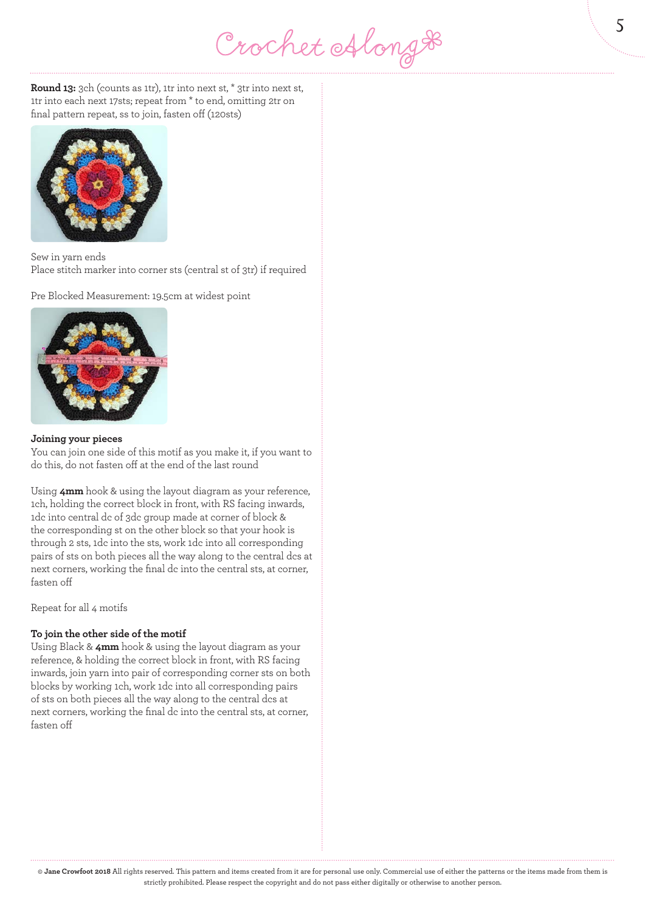**Round 13:** 3ch (counts as 1tr), 1tr into next st, * 3tr into next st, 1tr into each next 17sts; repeat from * to end, omitting 2tr on final pattern repeat, ss to join, fasten off (120sts)

Sew in yarn ends
Place stitch marker into corner sts (central st of 3tr) if required

Pre Blocked Measurement: 19.5cm at widest point

**Joining your pieces**
You can join one side of this motif as you make it, if you want to do this, do not fasten off at the end of the last round

Using **4mm** hook & using the layout diagram as your reference, 1ch, holding the correct block in front, with RS facing inwards, 1dc into central dc of 3dc group made at corner of block & the corresponding st on the other block so that your hook is through 2 sts, 1dc into the sts, work 1dc into all corresponding pairs of sts on both pieces all the way along to the central dcs at next corners, working the final dc into the central sts, at corner, fasten off

Repeat for all 4 motifs

**To join the other side of the motif**
Using Black & **4mm** hook & using the layout diagram as your reference, & holding the correct block in front, with RS facing inwards, join yarn into pair of corresponding corner sts on both blocks by working 1ch, work 1dc into all corresponding pairs of sts on both pieces all the way along to the central dcs at next corners, working the final dc into the central sts, at corner, fasten off

© **Jane Crowfoot 2018** All rights reserved. This pattern and items created from it are for personal use only. Commercial use of either the patterns or the items made from them is strictly prohibited. Please respect the copyright and do not pass either digitally or otherwise to another person.